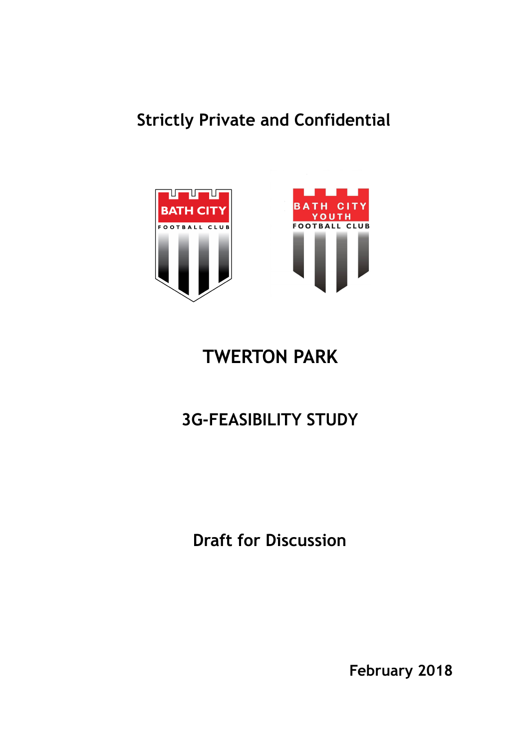**Strictly Private and Confidential**

# TWERTON PARK

## 3G-FEASIBILITY STUDY

**Draft for Discussion**

**February 2018**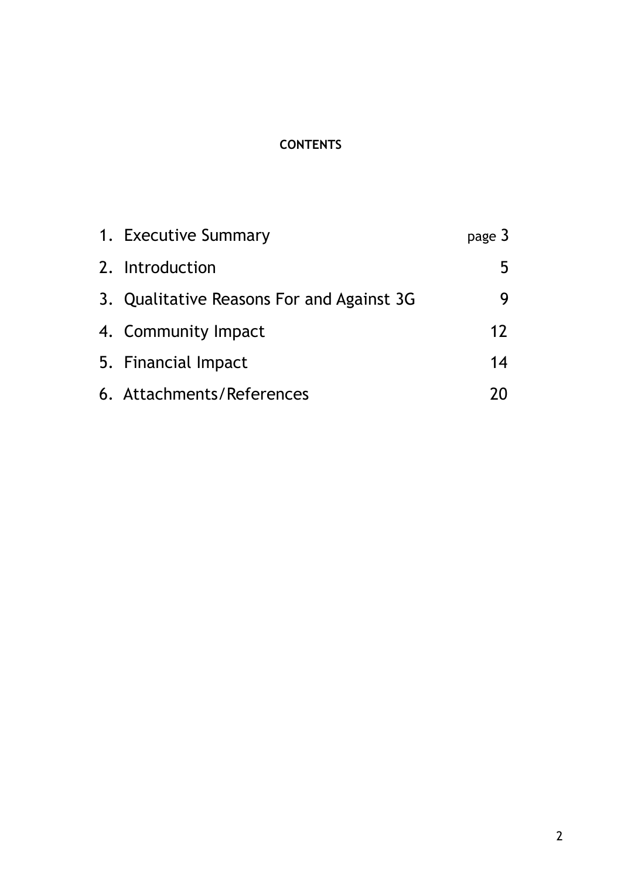**CONTENTS**

| | |
|---|---|
| 1. Executive Summary | page 3 |
| 2. Introduction | 5 |
| 3. Qualitative Reasons For and Against 3G | 9 |
| 4. Community Impact | 12 |
| 5. Financial Impact | 14 |
| 6. Attachments/References | 20 |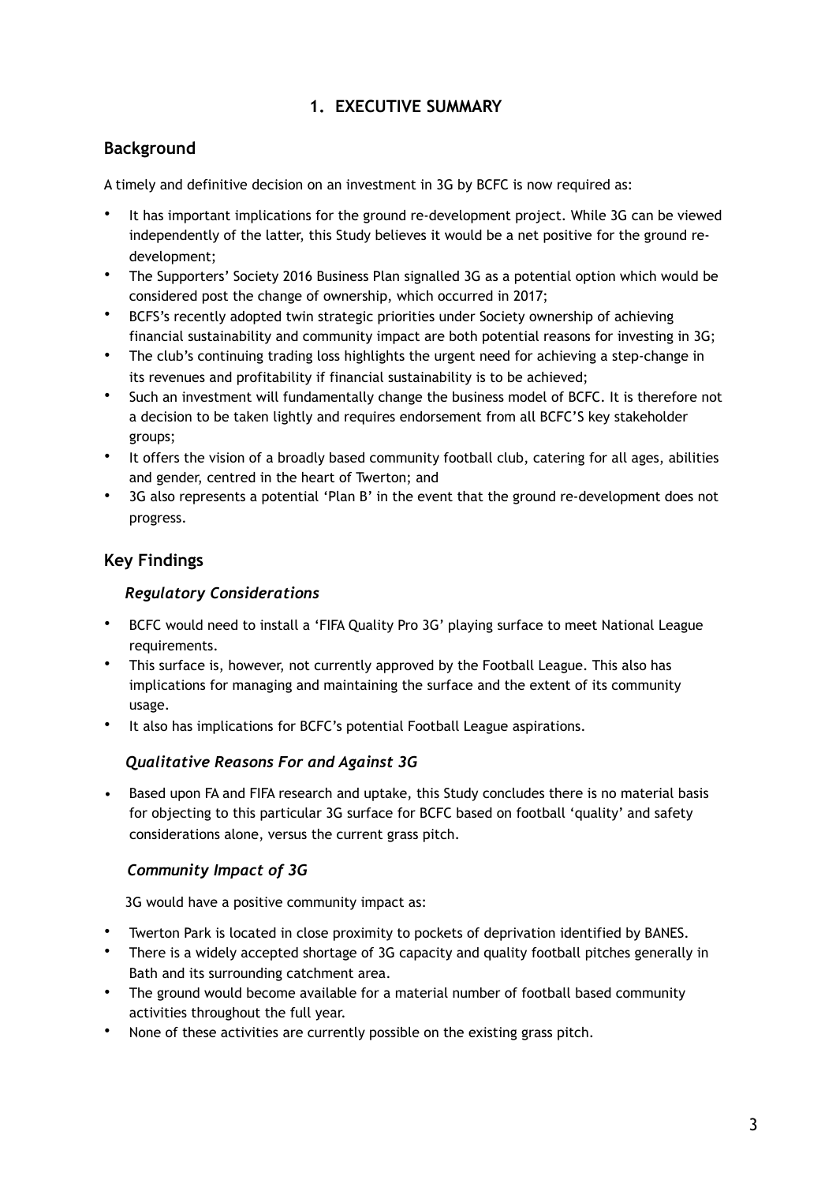# 1. EXECUTIVE SUMMARY

## Background

A timely and definitive decision on an investment in 3G by BCFC is now required as:

- It has important implications for the ground re-development project. While 3G can be viewed independently of the latter, this Study believes it would be a net positive for the ground re-development;
- The Supporters' Society 2016 Business Plan signalled 3G as a potential option which would be considered post the change of ownership, which occurred in 2017;
- BCFS's recently adopted twin strategic priorities under Society ownership of achieving financial sustainability and community impact are both potential reasons for investing in 3G;
- The club's continuing trading loss highlights the urgent need for achieving a step-change in its revenues and profitability if financial sustainability is to be achieved;
- Such an investment will fundamentally change the business model of BCFC. It is therefore not a decision to be taken lightly and requires endorsement from all BCFC'S key stakeholder groups;
- It offers the vision of a broadly based community football club, catering for all ages, abilities and gender, centred in the heart of Twerton; and
- 3G also represents a potential 'Plan B' in the event that the ground re-development does not progress.

## Key Findings

### *Regulatory Considerations*

- BCFC would need to install a 'FIFA Quality Pro 3G' playing surface to meet National League requirements.
- This surface is, however, not currently approved by the Football League. This also has implications for managing and maintaining the surface and the extent of its community usage.
- It also has implications for BCFC's potential Football League aspirations.

### *Qualitative Reasons For and Against 3G*

- Based upon FA and FIFA research and uptake, this Study concludes there is no material basis for objecting to this particular 3G surface for BCFC based on football 'quality' and safety considerations alone, versus the current grass pitch.

### *Community Impact of 3G*

3G would have a positive community impact as:

- Twerton Park is located in close proximity to pockets of deprivation identified by BANES.
- There is a widely accepted shortage of 3G capacity and quality football pitches generally in Bath and its surrounding catchment area.
- The ground would become available for a material number of football based community activities throughout the full year.
- None of these activities are currently possible on the existing grass pitch.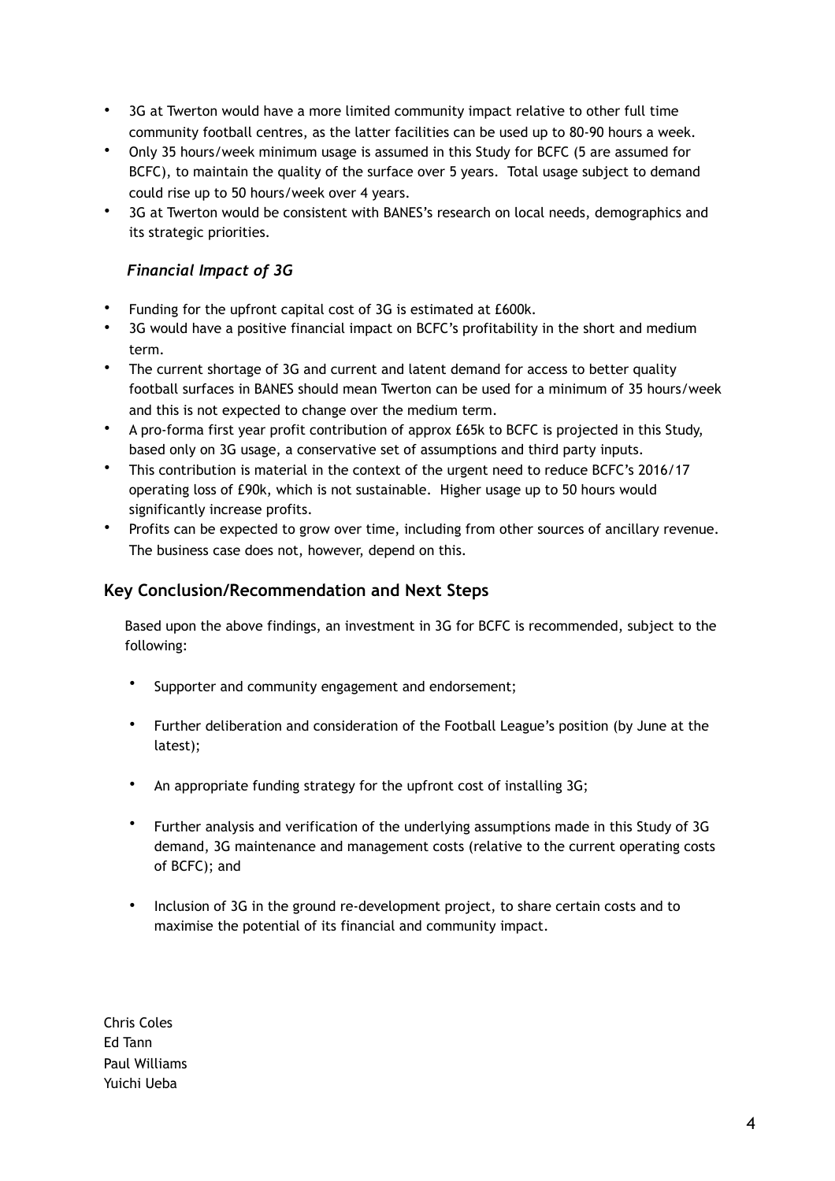- 3G at Twerton would have a more limited community impact relative to other full time community football centres, as the latter facilities can be used up to 80-90 hours a week.
- Only 35 hours/week minimum usage is assumed in this Study for BCFC (5 are assumed for BCFC), to maintain the quality of the surface over 5 years. Total usage subject to demand could rise up to 50 hours/week over 4 years.
- 3G at Twerton would be consistent with BANES's research on local needs, demographics and its strategic priorities.

### *Financial Impact of 3G*

- Funding for the upfront capital cost of 3G is estimated at £600k.
- 3G would have a positive financial impact on BCFC's profitability in the short and medium term.
- The current shortage of 3G and current and latent demand for access to better quality football surfaces in BANES should mean Twerton can be used for a minimum of 35 hours/week and this is not expected to change over the medium term.
- A pro-forma first year profit contribution of approx £65k to BCFC is projected in this Study, based only on 3G usage, a conservative set of assumptions and third party inputs.
- This contribution is material in the context of the urgent need to reduce BCFC's 2016/17 operating loss of £90k, which is not sustainable. Higher usage up to 50 hours would significantly increase profits.
- Profits can be expected to grow over time, including from other sources of ancillary revenue. The business case does not, however, depend on this.

## Key Conclusion/Recommendation and Next Steps

Based upon the above findings, an investment in 3G for BCFC is recommended, subject to the following:

- Supporter and community engagement and endorsement;
- Further deliberation and consideration of the Football League's position (by June at the latest);
- An appropriate funding strategy for the upfront cost of installing 3G;
- Further analysis and verification of the underlying assumptions made in this Study of 3G demand, 3G maintenance and management costs (relative to the current operating costs of BCFC); and
- Inclusion of 3G in the ground re-development project, to share certain costs and to maximise the potential of its financial and community impact.

Chris Coles
Ed Tann
Paul Williams
Yuichi Ueba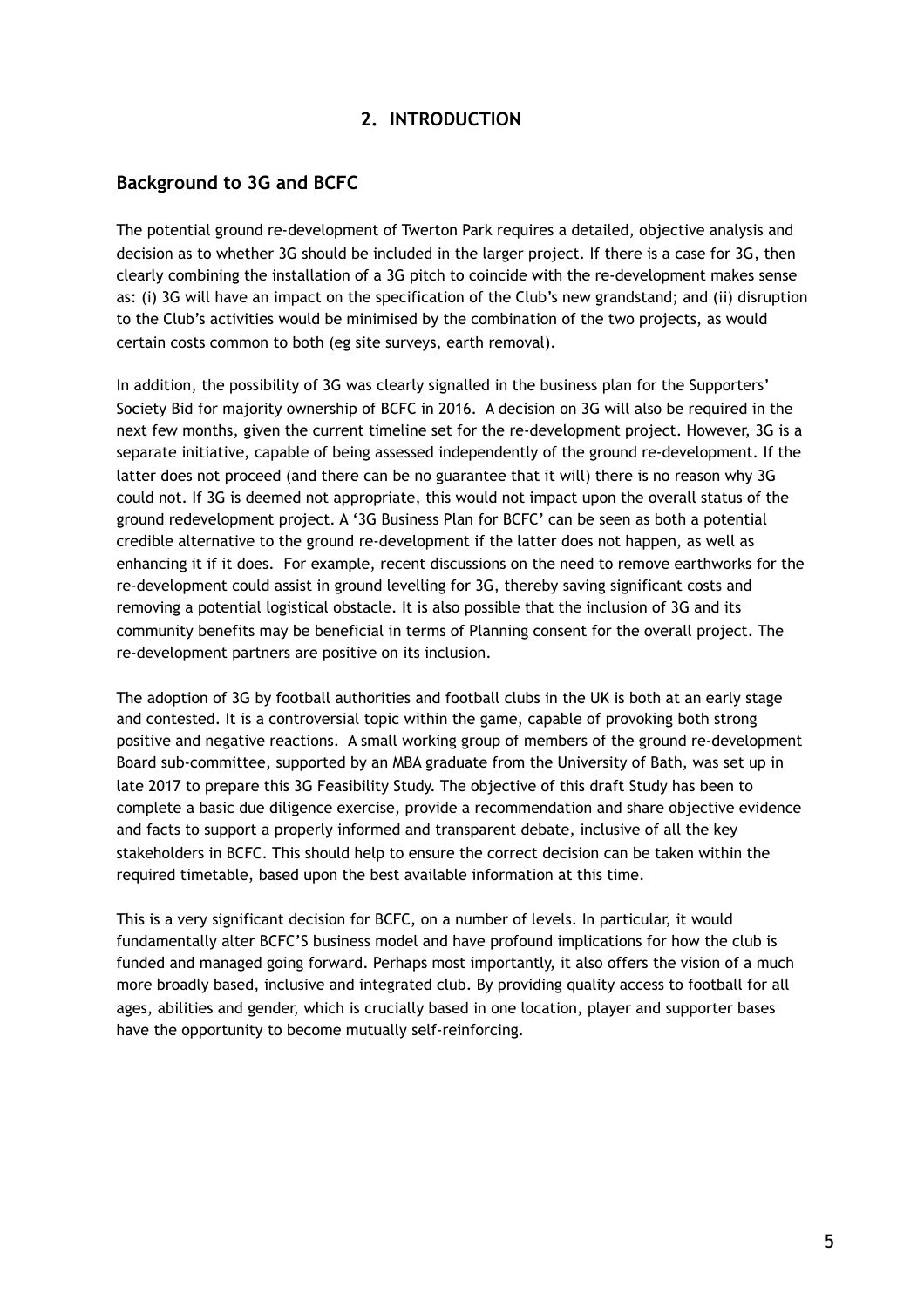## 2. INTRODUCTION

### Background to 3G and BCFC

The potential ground re-development of Twerton Park requires a detailed, objective analysis and decision as to whether 3G should be included in the larger project. If there is a case for 3G, then clearly combining the installation of a 3G pitch to coincide with the re-development makes sense as: (i) 3G will have an impact on the specification of the Club's new grandstand; and (ii) disruption to the Club's activities would be minimised by the combination of the two projects, as would certain costs common to both (eg site surveys, earth removal).

In addition, the possibility of 3G was clearly signalled in the business plan for the Supporters' Society Bid for majority ownership of BCFC in 2016. A decision on 3G will also be required in the next few months, given the current timeline set for the re-development project. However, 3G is a separate initiative, capable of being assessed independently of the ground re-development. If the latter does not proceed (and there can be no guarantee that it will) there is no reason why 3G could not. If 3G is deemed not appropriate, this would not impact upon the overall status of the ground redevelopment project. A '3G Business Plan for BCFC' can be seen as both a potential credible alternative to the ground re-development if the latter does not happen, as well as enhancing it if it does. For example, recent discussions on the need to remove earthworks for the re-development could assist in ground levelling for 3G, thereby saving significant costs and removing a potential logistical obstacle. It is also possible that the inclusion of 3G and its community benefits may be beneficial in terms of Planning consent for the overall project. The re-development partners are positive on its inclusion.

The adoption of 3G by football authorities and football clubs in the UK is both at an early stage and contested. It is a controversial topic within the game, capable of provoking both strong positive and negative reactions. A small working group of members of the ground re-development Board sub-committee, supported by an MBA graduate from the University of Bath, was set up in late 2017 to prepare this 3G Feasibility Study. The objective of this draft Study has been to complete a basic due diligence exercise, provide a recommendation and share objective evidence and facts to support a properly informed and transparent debate, inclusive of all the key stakeholders in BCFC. This should help to ensure the correct decision can be taken within the required timetable, based upon the best available information at this time.

This is a very significant decision for BCFC, on a number of levels. In particular, it would fundamentally alter BCFC'S business model and have profound implications for how the club is funded and managed going forward. Perhaps most importantly, it also offers the vision of a much more broadly based, inclusive and integrated club. By providing quality access to football for all ages, abilities and gender, which is crucially based in one location, player and supporter bases have the opportunity to become mutually self-reinforcing.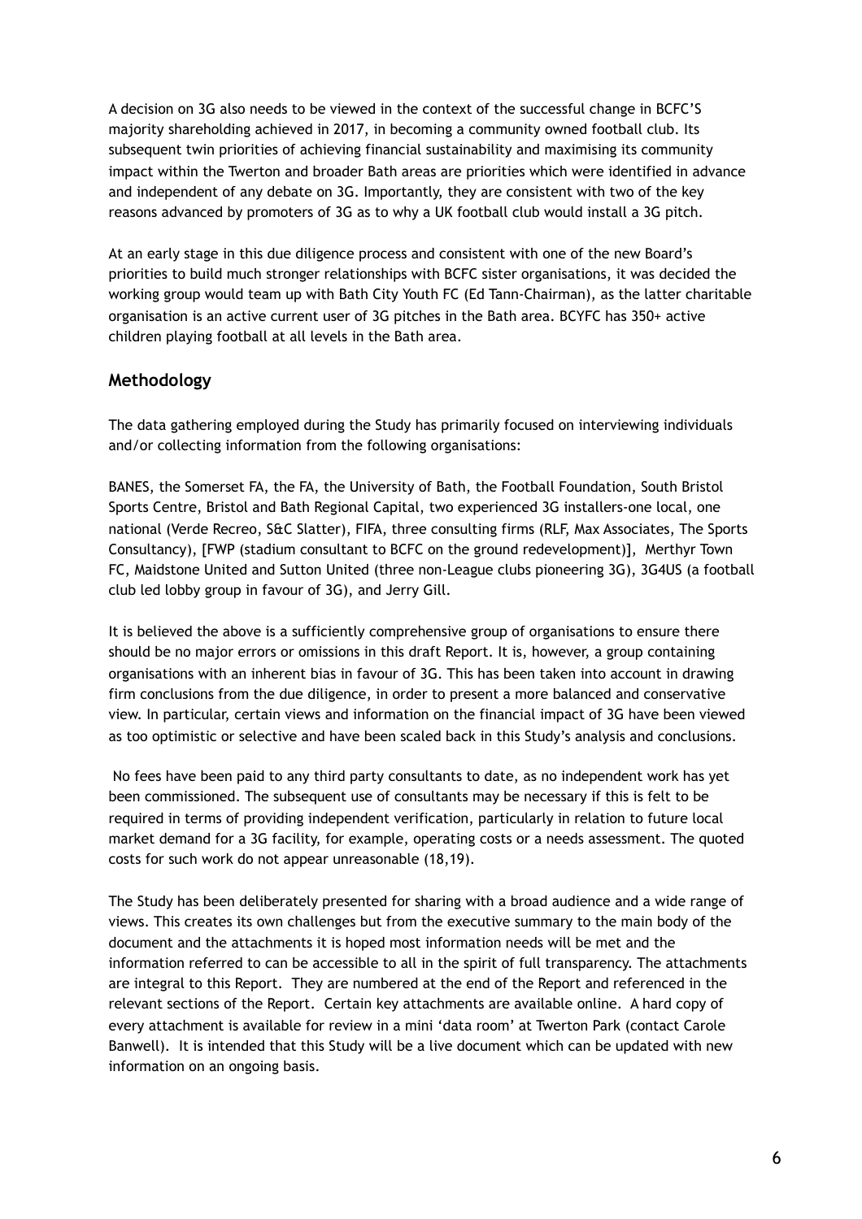A decision on 3G also needs to be viewed in the context of the successful change in BCFC'S majority shareholding achieved in 2017, in becoming a community owned football club. Its subsequent twin priorities of achieving financial sustainability and maximising its community impact within the Twerton and broader Bath areas are priorities which were identified in advance and independent of any debate on 3G. Importantly, they are consistent with two of the key reasons advanced by promoters of 3G as to why a UK football club would install a 3G pitch.

At an early stage in this due diligence process and consistent with one of the new Board's priorities to build much stronger relationships with BCFC sister organisations, it was decided the working group would team up with Bath City Youth FC (Ed Tann-Chairman), as the latter charitable organisation is an active current user of 3G pitches in the Bath area. BCYFC has 350+ active children playing football at all levels in the Bath area.

## Methodology

The data gathering employed during the Study has primarily focused on interviewing individuals and/or collecting information from the following organisations:

BANES, the Somerset FA, the FA, the University of Bath, the Football Foundation, South Bristol Sports Centre, Bristol and Bath Regional Capital, two experienced 3G installers-one local, one national (Verde Recreo, S&C Slatter), FIFA, three consulting firms (RLF, Max Associates, The Sports Consultancy), [FWP (stadium consultant to BCFC on the ground redevelopment)], Merthyr Town FC, Maidstone United and Sutton United (three non-League clubs pioneering 3G), 3G4US (a football club led lobby group in favour of 3G), and Jerry Gill.

It is believed the above is a sufficiently comprehensive group of organisations to ensure there should be no major errors or omissions in this draft Report. It is, however, a group containing organisations with an inherent bias in favour of 3G. This has been taken into account in drawing firm conclusions from the due diligence, in order to present a more balanced and conservative view. In particular, certain views and information on the financial impact of 3G have been viewed as too optimistic or selective and have been scaled back in this Study's analysis and conclusions.

No fees have been paid to any third party consultants to date, as no independent work has yet been commissioned. The subsequent use of consultants may be necessary if this is felt to be required in terms of providing independent verification, particularly in relation to future local market demand for a 3G facility, for example, operating costs or a needs assessment. The quoted costs for such work do not appear unreasonable (18,19).

The Study has been deliberately presented for sharing with a broad audience and a wide range of views. This creates its own challenges but from the executive summary to the main body of the document and the attachments it is hoped most information needs will be met and the information referred to can be accessible to all in the spirit of full transparency. The attachments are integral to this Report. They are numbered at the end of the Report and referenced in the relevant sections of the Report. Certain key attachments are available online. A hard copy of every attachment is available for review in a mini 'data room' at Twerton Park (contact Carole Banwell). It is intended that this Study will be a live document which can be updated with new information on an ongoing basis.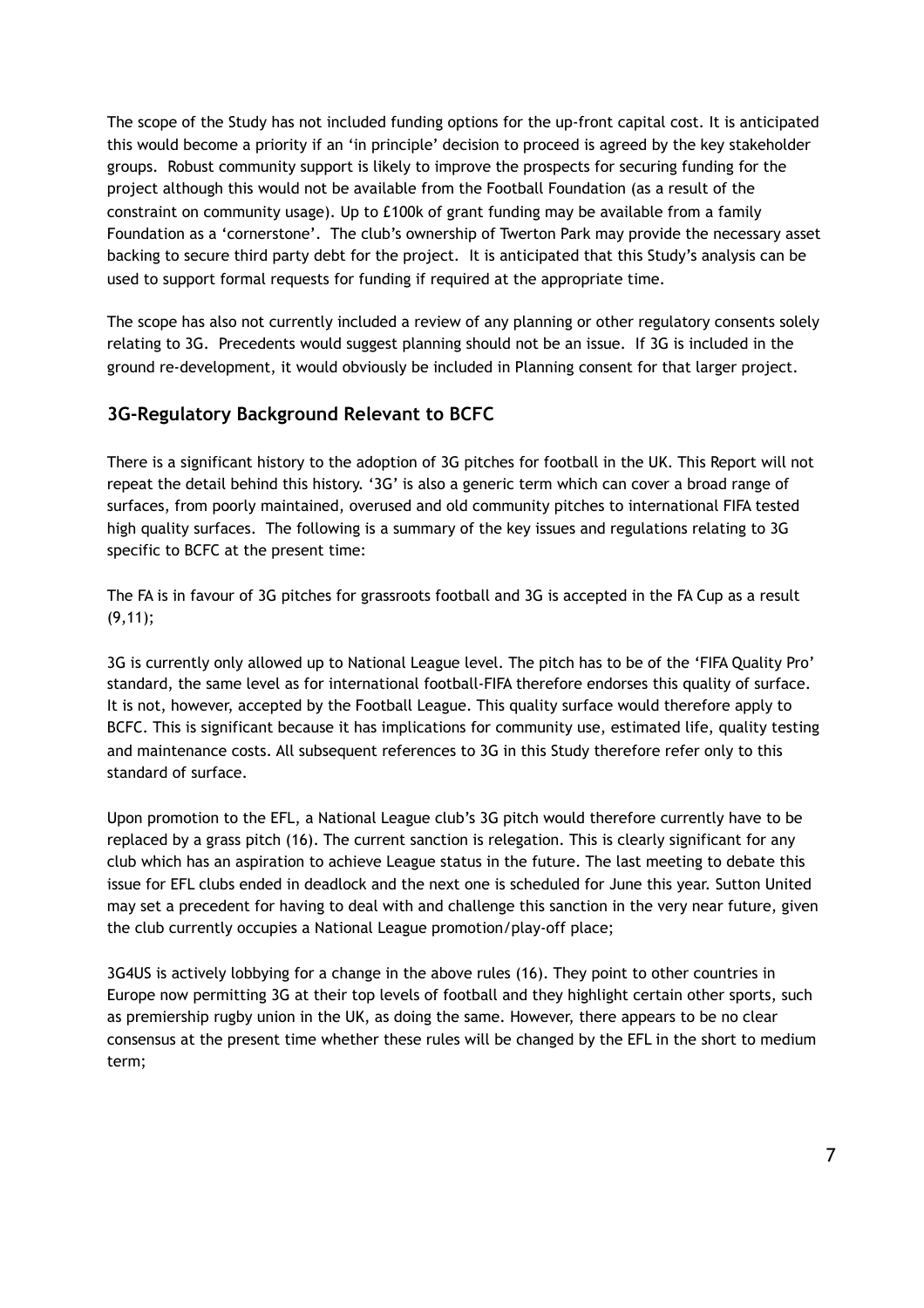The scope of the Study has not included funding options for the up-front capital cost. It is anticipated this would become a priority if an 'in principle' decision to proceed is agreed by the key stakeholder groups. Robust community support is likely to improve the prospects for securing funding for the project although this would not be available from the Football Foundation (as a result of the constraint on community usage). Up to £100k of grant funding may be available from a family Foundation as a 'cornerstone'. The club's ownership of Twerton Park may provide the necessary asset backing to secure third party debt for the project. It is anticipated that this Study's analysis can be used to support formal requests for funding if required at the appropriate time.

The scope has also not currently included a review of any planning or other regulatory consents solely relating to 3G. Precedents would suggest planning should not be an issue. If 3G is included in the ground re-development, it would obviously be included in Planning consent for that larger project.

## 3G-Regulatory Background Relevant to BCFC

There is a significant history to the adoption of 3G pitches for football in the UK. This Report will not repeat the detail behind this history. '3G' is also a generic term which can cover a broad range of surfaces, from poorly maintained, overused and old community pitches to international FIFA tested high quality surfaces. The following is a summary of the key issues and regulations relating to 3G specific to BCFC at the present time:

The FA is in favour of 3G pitches for grassroots football and 3G is accepted in the FA Cup as a result (9,11);

3G is currently only allowed up to National League level. The pitch has to be of the 'FIFA Quality Pro' standard, the same level as for international football-FIFA therefore endorses this quality of surface. It is not, however, accepted by the Football League. This quality surface would therefore apply to BCFC. This is significant because it has implications for community use, estimated life, quality testing and maintenance costs. All subsequent references to 3G in this Study therefore refer only to this standard of surface.

Upon promotion to the EFL, a National League club's 3G pitch would therefore currently have to be replaced by a grass pitch (16). The current sanction is relegation. This is clearly significant for any club which has an aspiration to achieve League status in the future. The last meeting to debate this issue for EFL clubs ended in deadlock and the next one is scheduled for June this year. Sutton United may set a precedent for having to deal with and challenge this sanction in the very near future, given the club currently occupies a National League promotion/play-off place;

3G4US is actively lobbying for a change in the above rules (16). They point to other countries in Europe now permitting 3G at their top levels of football and they highlight certain other sports, such as premiership rugby union in the UK, as doing the same. However, there appears to be no clear consensus at the present time whether these rules will be changed by the EFL in the short to medium term;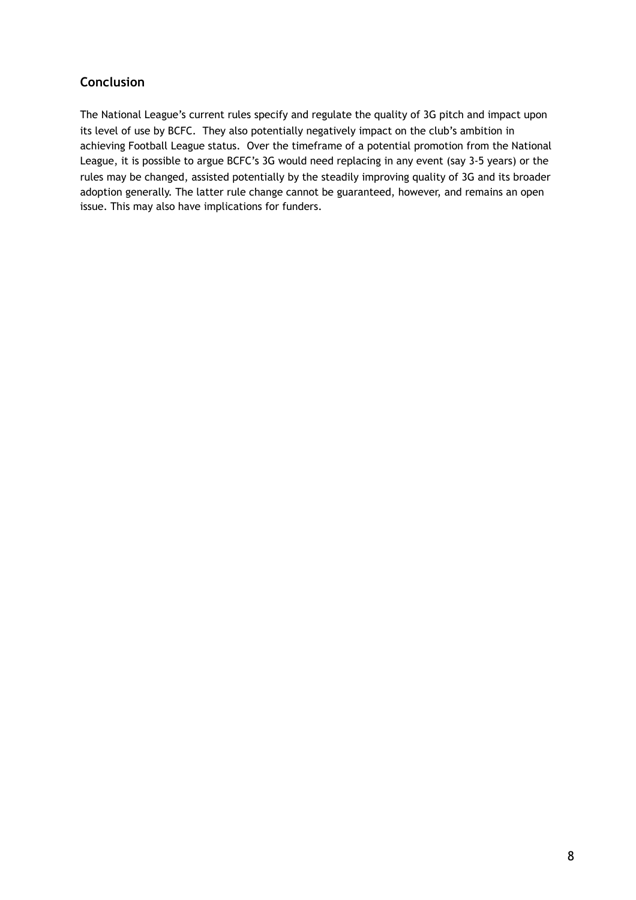## Conclusion

The National League's current rules specify and regulate the quality of 3G pitch and impact upon its level of use by BCFC. They also potentially negatively impact on the club's ambition in achieving Football League status. Over the timeframe of a potential promotion from the National League, it is possible to argue BCFC's 3G would need replacing in any event (say 3-5 years) or the rules may be changed, assisted potentially by the steadily improving quality of 3G and its broader adoption generally. The latter rule change cannot be guaranteed, however, and remains an open issue. This may also have implications for funders.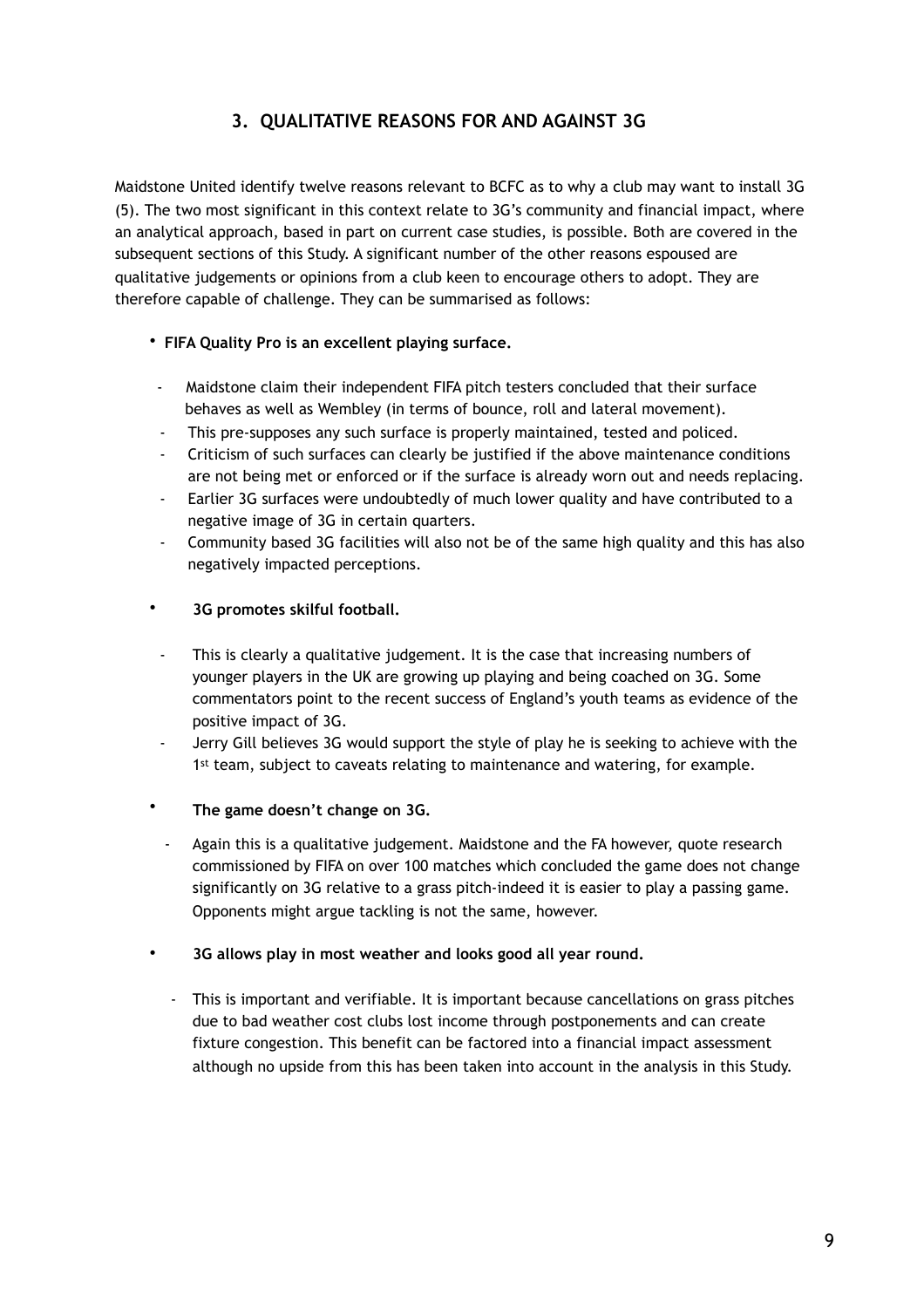## 3. QUALITATIVE REASONS FOR AND AGAINST 3G

Maidstone United identify twelve reasons relevant to BCFC as to why a club may want to install 3G (5). The two most significant in this context relate to 3G's community and financial impact, where an analytical approach, based in part on current case studies, is possible. Both are covered in the subsequent sections of this Study. A significant number of the other reasons espoused are qualitative judgements or opinions from a club keen to encourage others to adopt. They are therefore capable of challenge. They can be summarised as follows:

- **FIFA Quality Pro is an excellent playing surface.**
  - Maidstone claim their independent FIFA pitch testers concluded that their surface behaves as well as Wembley (in terms of bounce, roll and lateral movement).
  - This pre-supposes any such surface is properly maintained, tested and policed.
  - Criticism of such surfaces can clearly be justified if the above maintenance conditions are not being met or enforced or if the surface is already worn out and needs replacing.
  - Earlier 3G surfaces were undoubtedly of much lower quality and have contributed to a negative image of 3G in certain quarters.
  - Community based 3G facilities will also not be of the same high quality and this has also negatively impacted perceptions.

- **3G promotes skilful football.**
  - This is clearly a qualitative judgement. It is the case that increasing numbers of younger players in the UK are growing up playing and being coached on 3G. Some commentators point to the recent success of England's youth teams as evidence of the positive impact of 3G.
  - Jerry Gill believes 3G would support the style of play he is seeking to achieve with the 1st team, subject to caveats relating to maintenance and watering, for example.

- **The game doesn't change on 3G.**
  - Again this is a qualitative judgement. Maidstone and the FA however, quote research commissioned by FIFA on over 100 matches which concluded the game does not change significantly on 3G relative to a grass pitch-indeed it is easier to play a passing game. Opponents might argue tackling is not the same, however.

- **3G allows play in most weather and looks good all year round.**
  - This is important and verifiable. It is important because cancellations on grass pitches due to bad weather cost clubs lost income through postponements and can create fixture congestion. This benefit can be factored into a financial impact assessment although no upside from this has been taken into account in the analysis in this Study.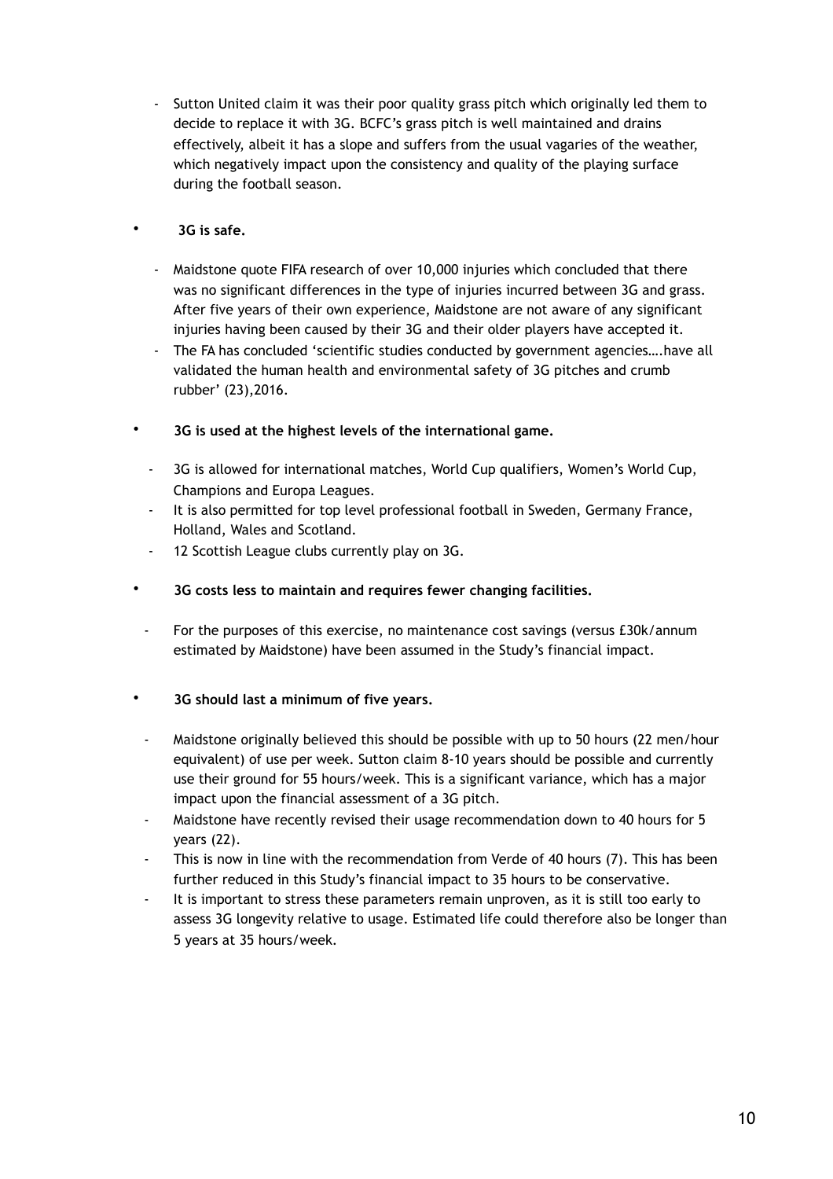- Sutton United claim it was their poor quality grass pitch which originally led them to decide to replace it with 3G. BCFC's grass pitch is well maintained and drains effectively, albeit it has a slope and suffers from the usual vagaries of the weather, which negatively impact upon the consistency and quality of the playing surface during the football season.

- **3G is safe.**
  - Maidstone quote FIFA research of over 10,000 injuries which concluded that there was no significant differences in the type of injuries incurred between 3G and grass. After five years of their own experience, Maidstone are not aware of any significant injuries having been caused by their 3G and their older players have accepted it.
  - The FA has concluded 'scientific studies conducted by government agencies….have all validated the human health and environmental safety of 3G pitches and crumb rubber' (23),2016.

- **3G is used at the highest levels of the international game.**
  - 3G is allowed for international matches, World Cup qualifiers, Women's World Cup, Champions and Europa Leagues.
  - It is also permitted for top level professional football in Sweden, Germany France, Holland, Wales and Scotland.
  - 12 Scottish League clubs currently play on 3G.

- **3G costs less to maintain and requires fewer changing facilities.**
  - For the purposes of this exercise, no maintenance cost savings (versus £30k/annum estimated by Maidstone) have been assumed in the Study's financial impact.

- **3G should last a minimum of five years.**
  - Maidstone originally believed this should be possible with up to 50 hours (22 men/hour equivalent) of use per week. Sutton claim 8-10 years should be possible and currently use their ground for 55 hours/week. This is a significant variance, which has a major impact upon the financial assessment of a 3G pitch.
  - Maidstone have recently revised their usage recommendation down to 40 hours for 5 years (22).
  - This is now in line with the recommendation from Verde of 40 hours (7). This has been further reduced in this Study's financial impact to 35 hours to be conservative.
  - It is important to stress these parameters remain unproven, as it is still too early to assess 3G longevity relative to usage. Estimated life could therefore also be longer than 5 years at 35 hours/week.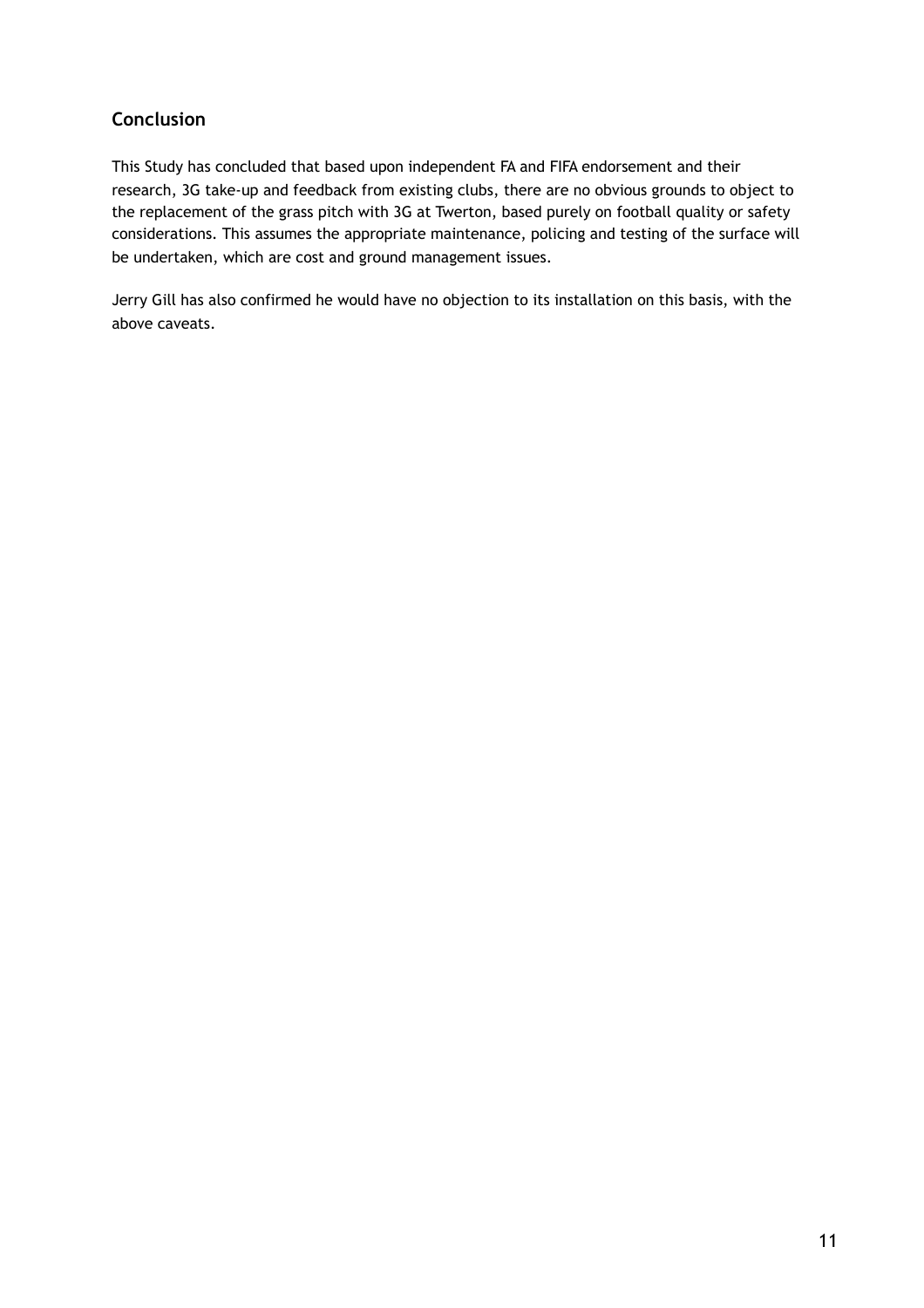## Conclusion

This Study has concluded that based upon independent FA and FIFA endorsement and their research, 3G take-up and feedback from existing clubs, there are no obvious grounds to object to the replacement of the grass pitch with 3G at Twerton, based purely on football quality or safety considerations. This assumes the appropriate maintenance, policing and testing of the surface will be undertaken, which are cost and ground management issues.

Jerry Gill has also confirmed he would have no objection to its installation on this basis, with the above caveats.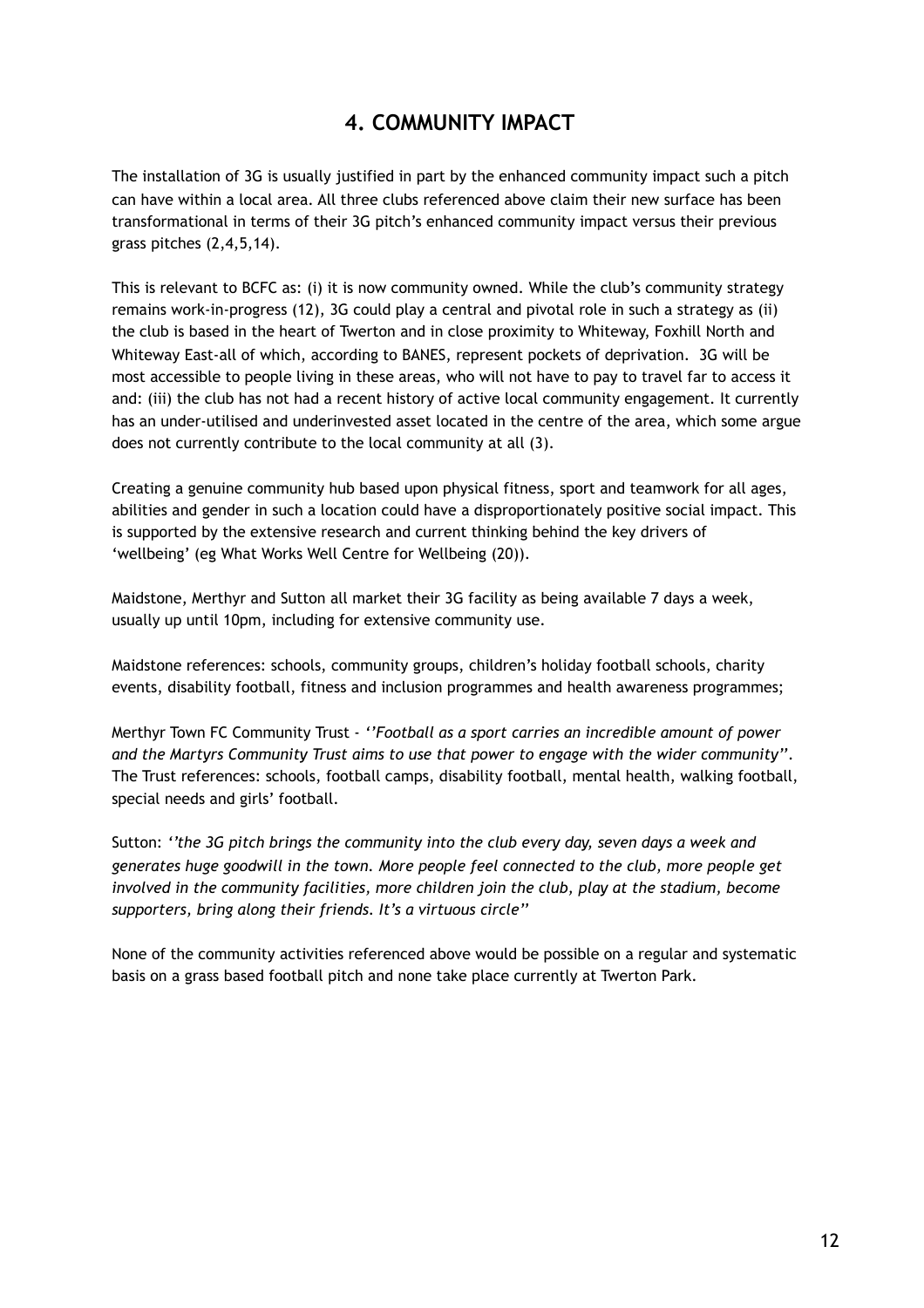## 4. COMMUNITY IMPACT

The installation of 3G is usually justified in part by the enhanced community impact such a pitch can have within a local area. All three clubs referenced above claim their new surface has been transformational in terms of their 3G pitch's enhanced community impact versus their previous grass pitches (2,4,5,14).

This is relevant to BCFC as: (i) it is now community owned. While the club's community strategy remains work-in-progress (12), 3G could play a central and pivotal role in such a strategy as (ii) the club is based in the heart of Twerton and in close proximity to Whiteway, Foxhill North and Whiteway East-all of which, according to BANES, represent pockets of deprivation. 3G will be most accessible to people living in these areas, who will not have to pay to travel far to access it and: (iii) the club has not had a recent history of active local community engagement. It currently has an under-utilised and underinvested asset located in the centre of the area, which some argue does not currently contribute to the local community at all (3).

Creating a genuine community hub based upon physical fitness, sport and teamwork for all ages, abilities and gender in such a location could have a disproportionately positive social impact. This is supported by the extensive research and current thinking behind the key drivers of 'wellbeing' (eg What Works Well Centre for Wellbeing (20)).

Maidstone, Merthyr and Sutton all market their 3G facility as being available 7 days a week, usually up until 10pm, including for extensive community use.

Maidstone references: schools, community groups, children's holiday football schools, charity events, disability football, fitness and inclusion programmes and health awareness programmes;

Merthyr Town FC Community Trust - *''Football as a sport carries an incredible amount of power and the Martyrs Community Trust aims to use that power to engage with the wider community''*. The Trust references: schools, football camps, disability football, mental health, walking football, special needs and girls' football.

Sutton: *''the 3G pitch brings the community into the club every day, seven days a week and generates huge goodwill in the town. More people feel connected to the club, more people get involved in the community facilities, more children join the club, play at the stadium, become supporters, bring along their friends. It's a virtuous circle''*

None of the community activities referenced above would be possible on a regular and systematic basis on a grass based football pitch and none take place currently at Twerton Park.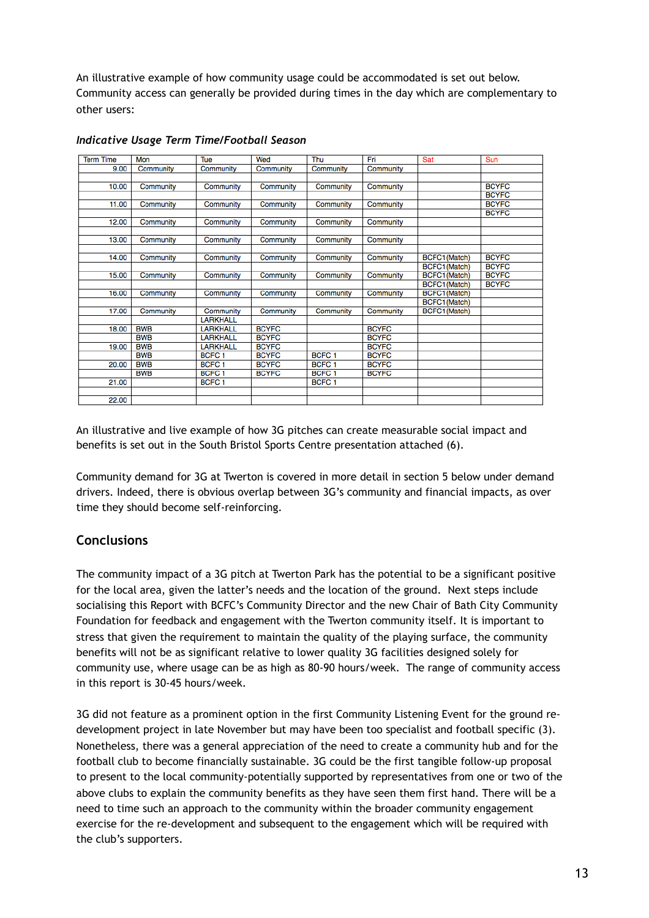An illustrative example of how community usage could be accommodated is set out below. Community access can generally be provided during times in the day which are complementary to other users:

***Indicative Usage Term Time/Football Season***

| Term Time | Mon | Tue | Wed | Thu | Fri | Sat | Sun |
|---|---|---|---|---|---|---|---|
| 9.00 | Community | Community | Community | Community | Community | | |
| | | | | | | | |
| 10.00 | Community | Community | Community | Community | Community | | BCYFC |
| | | | | | | | BCYFC |
| 11.00 | Community | Community | Community | Community | Community | | BCYFC |
| | | | | | | | BCYFC |
| 12.00 | Community | Community | Community | Community | Community | | |
| | | | | | | | |
| 13.00 | Community | Community | Community | Community | Community | | |
| | | | | | | | |
| 14.00 | Community | Community | Community | Community | Community | BCFC1(Match) | BCYFC |
| | | | | | | BCFC1(Match) | BCYFC |
| 15.00 | Community | Community | Community | Community | Community | BCFC1(Match) | BCYFC |
| | | | | | | BCFC1(Match) | BCYFC |
| 16.00 | Community | Community | Community | Community | Community | BCFC1(Match) | |
| | | | | | | BCFC1(Match) | |
| 17.00 | Community | Community | Community | Community | Community | BCFC1(Match) | |
| | | LARKHALL | | | | | |
| 18.00 | BWB | LARKHALL | BCYFC | | BCYFC | | |
| | BWB | LARKHALL | BCYFC | | BCYFC | | |
| 19.00 | BWB | LARKHALL | BCYFC | | BCYFC | | |
| | BWB | BCFC 1 | BCYFC | BCFC 1 | BCYFC | | |
| 20.00 | BWB | BCFC 1 | BCYFC | BCFC 1 | BCYFC | | |
| | BWB | BCFC 1 | BCYFC | BCFC 1 | BCYFC | | |
| 21.00 | | BCFC 1 | | BCFC 1 | | | |
| | | | | | | | |
| 22.00 | | | | | | | |

An illustrative and live example of how 3G pitches can create measurable social impact and benefits is set out in the South Bristol Sports Centre presentation attached (6).

Community demand for 3G at Twerton is covered in more detail in section 5 below under demand drivers. Indeed, there is obvious overlap between 3G's community and financial impacts, as over time they should become self-reinforcing.

## Conclusions

The community impact of a 3G pitch at Twerton Park has the potential to be a significant positive for the local area, given the latter's needs and the location of the ground. Next steps include socialising this Report with BCFC's Community Director and the new Chair of Bath City Community Foundation for feedback and engagement with the Twerton community itself. It is important to stress that given the requirement to maintain the quality of the playing surface, the community benefits will not be as significant relative to lower quality 3G facilities designed solely for community use, where usage can be as high as 80-90 hours/week. The range of community access in this report is 30-45 hours/week.

3G did not feature as a prominent option in the first Community Listening Event for the ground re-development project in late November but may have been too specialist and football specific (3). Nonetheless, there was a general appreciation of the need to create a community hub and for the football club to become financially sustainable. 3G could be the first tangible follow-up proposal to present to the local community-potentially supported by representatives from one or two of the above clubs to explain the community benefits as they have seen them first hand. There will be a need to time such an approach to the community within the broader community engagement exercise for the re-development and subsequent to the engagement which will be required with the club's supporters.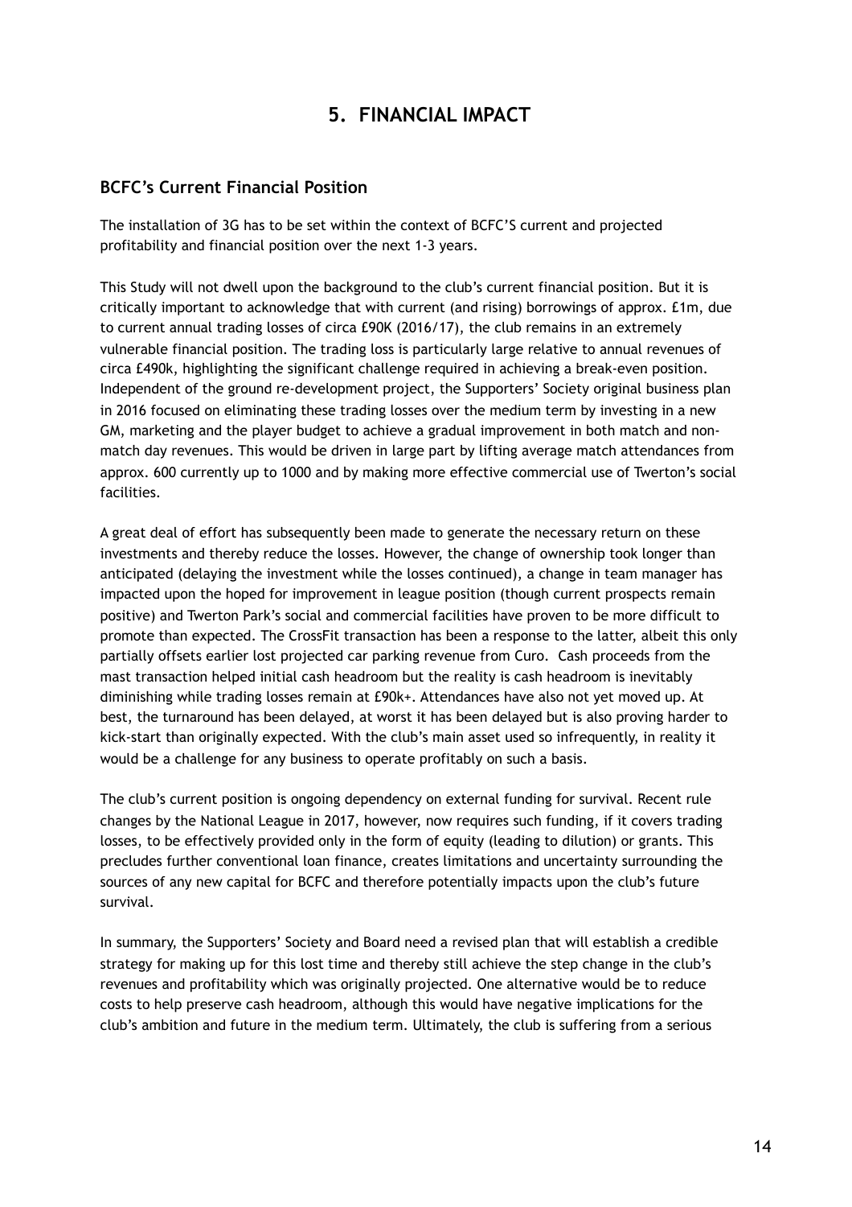# 5. FINANCIAL IMPACT

## BCFC's Current Financial Position

The installation of 3G has to be set within the context of BCFC'S current and projected profitability and financial position over the next 1-3 years.

This Study will not dwell upon the background to the club's current financial position. But it is critically important to acknowledge that with current (and rising) borrowings of approx. £1m, due to current annual trading losses of circa £90K (2016/17), the club remains in an extremely vulnerable financial position. The trading loss is particularly large relative to annual revenues of circa £490k, highlighting the significant challenge required in achieving a break-even position. Independent of the ground re-development project, the Supporters' Society original business plan in 2016 focused on eliminating these trading losses over the medium term by investing in a new GM, marketing and the player budget to achieve a gradual improvement in both match and non-match day revenues. This would be driven in large part by lifting average match attendances from approx. 600 currently up to 1000 and by making more effective commercial use of Twerton's social facilities.

A great deal of effort has subsequently been made to generate the necessary return on these investments and thereby reduce the losses. However, the change of ownership took longer than anticipated (delaying the investment while the losses continued), a change in team manager has impacted upon the hoped for improvement in league position (though current prospects remain positive) and Twerton Park's social and commercial facilities have proven to be more difficult to promote than expected. The CrossFit transaction has been a response to the latter, albeit this only partially offsets earlier lost projected car parking revenue from Curo. Cash proceeds from the mast transaction helped initial cash headroom but the reality is cash headroom is inevitably diminishing while trading losses remain at £90k+. Attendances have also not yet moved up. At best, the turnaround has been delayed, at worst it has been delayed but is also proving harder to kick-start than originally expected. With the club's main asset used so infrequently, in reality it would be a challenge for any business to operate profitably on such a basis.

The club's current position is ongoing dependency on external funding for survival. Recent rule changes by the National League in 2017, however, now requires such funding, if it covers trading losses, to be effectively provided only in the form of equity (leading to dilution) or grants. This precludes further conventional loan finance, creates limitations and uncertainty surrounding the sources of any new capital for BCFC and therefore potentially impacts upon the club's future survival.

In summary, the Supporters' Society and Board need a revised plan that will establish a credible strategy for making up for this lost time and thereby still achieve the step change in the club's revenues and profitability which was originally projected. One alternative would be to reduce costs to help preserve cash headroom, although this would have negative implications for the club's ambition and future in the medium term. Ultimately, the club is suffering from a serious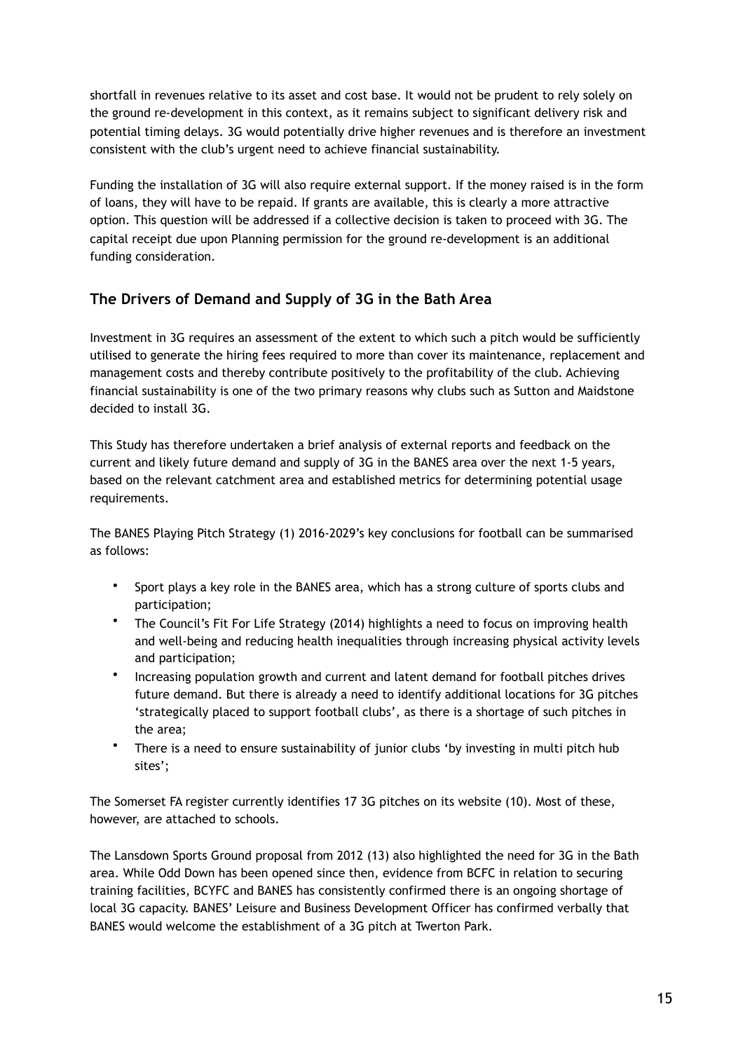shortfall in revenues relative to its asset and cost base. It would not be prudent to rely solely on the ground re-development in this context, as it remains subject to significant delivery risk and potential timing delays. 3G would potentially drive higher revenues and is therefore an investment consistent with the club's urgent need to achieve financial sustainability.

Funding the installation of 3G will also require external support. If the money raised is in the form of loans, they will have to be repaid. If grants are available, this is clearly a more attractive option. This question will be addressed if a collective decision is taken to proceed with 3G. The capital receipt due upon Planning permission for the ground re-development is an additional funding consideration.

## The Drivers of Demand and Supply of 3G in the Bath Area

Investment in 3G requires an assessment of the extent to which such a pitch would be sufficiently utilised to generate the hiring fees required to more than cover its maintenance, replacement and management costs and thereby contribute positively to the profitability of the club. Achieving financial sustainability is one of the two primary reasons why clubs such as Sutton and Maidstone decided to install 3G.

This Study has therefore undertaken a brief analysis of external reports and feedback on the current and likely future demand and supply of 3G in the BANES area over the next 1-5 years, based on the relevant catchment area and established metrics for determining potential usage requirements.

The BANES Playing Pitch Strategy (1) 2016-2029's key conclusions for football can be summarised as follows:

- Sport plays a key role in the BANES area, which has a strong culture of sports clubs and participation;
- The Council's Fit For Life Strategy (2014) highlights a need to focus on improving health and well-being and reducing health inequalities through increasing physical activity levels and participation;
- Increasing population growth and current and latent demand for football pitches drives future demand. But there is already a need to identify additional locations for 3G pitches 'strategically placed to support football clubs', as there is a shortage of such pitches in the area;
- There is a need to ensure sustainability of junior clubs 'by investing in multi pitch hub sites';

The Somerset FA register currently identifies 17 3G pitches on its website (10). Most of these, however, are attached to schools.

The Lansdown Sports Ground proposal from 2012 (13) also highlighted the need for 3G in the Bath area. While Odd Down has been opened since then, evidence from BCFC in relation to securing training facilities, BCYFC and BANES has consistently confirmed there is an ongoing shortage of local 3G capacity. BANES' Leisure and Business Development Officer has confirmed verbally that BANES would welcome the establishment of a 3G pitch at Twerton Park.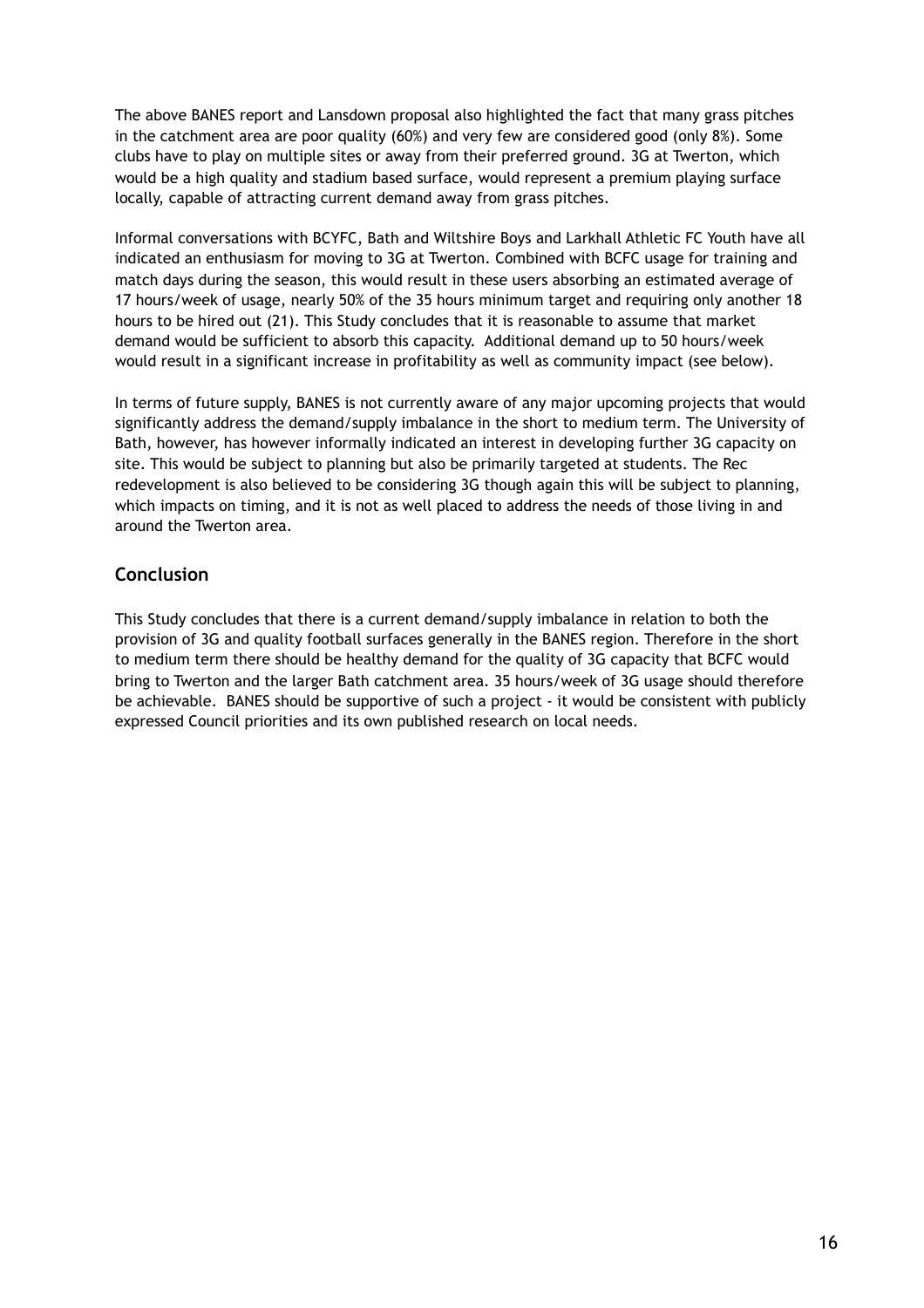The above BANES report and Lansdown proposal also highlighted the fact that many grass pitches in the catchment area are poor quality (60%) and very few are considered good (only 8%). Some clubs have to play on multiple sites or away from their preferred ground. 3G at Twerton, which would be a high quality and stadium based surface, would represent a premium playing surface locally, capable of attracting current demand away from grass pitches.

Informal conversations with BCYFC, Bath and Wiltshire Boys and Larkhall Athletic FC Youth have all indicated an enthusiasm for moving to 3G at Twerton. Combined with BCFC usage for training and match days during the season, this would result in these users absorbing an estimated average of 17 hours/week of usage, nearly 50% of the 35 hours minimum target and requiring only another 18 hours to be hired out (21). This Study concludes that it is reasonable to assume that market demand would be sufficient to absorb this capacity. Additional demand up to 50 hours/week would result in a significant increase in profitability as well as community impact (see below).

In terms of future supply, BANES is not currently aware of any major upcoming projects that would significantly address the demand/supply imbalance in the short to medium term. The University of Bath, however, has however informally indicated an interest in developing further 3G capacity on site. This would be subject to planning but also be primarily targeted at students. The Rec redevelopment is also believed to be considering 3G though again this will be subject to planning, which impacts on timing, and it is not as well placed to address the needs of those living in and around the Twerton area.

## Conclusion

This Study concludes that there is a current demand/supply imbalance in relation to both the provision of 3G and quality football surfaces generally in the BANES region. Therefore in the short to medium term there should be healthy demand for the quality of 3G capacity that BCFC would bring to Twerton and the larger Bath catchment area. 35 hours/week of 3G usage should therefore be achievable. BANES should be supportive of such a project - it would be consistent with publicly expressed Council priorities and its own published research on local needs.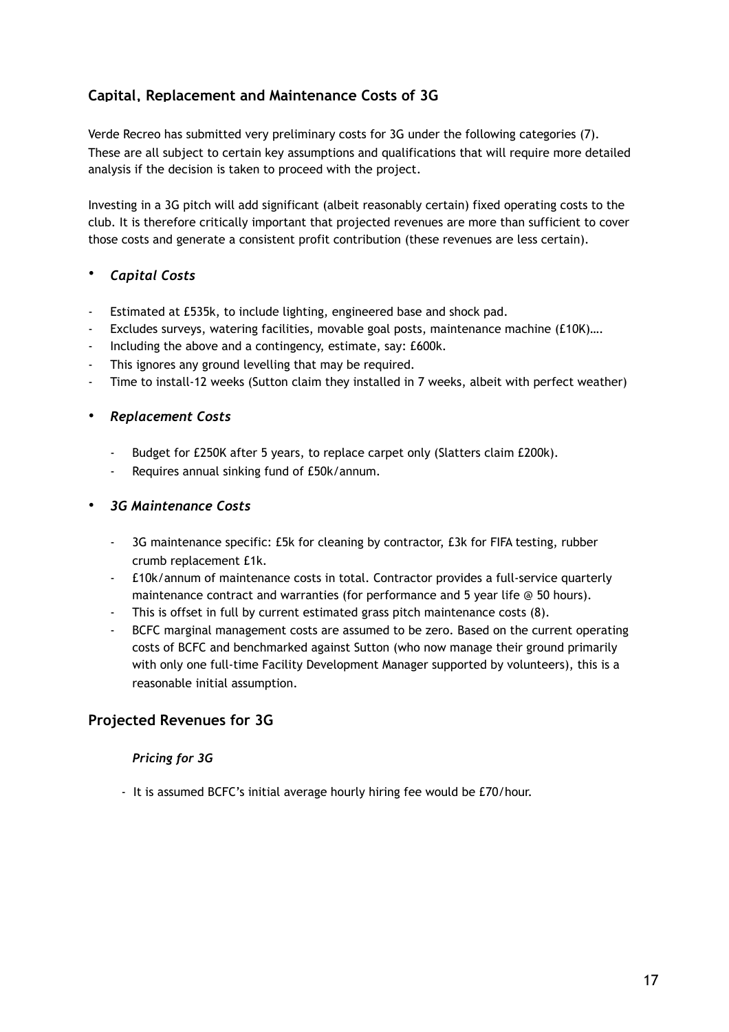## Capital, Replacement and Maintenance Costs of 3G

Verde Recreo has submitted very preliminary costs for 3G under the following categories (7). These are all subject to certain key assumptions and qualifications that will require more detailed analysis if the decision is taken to proceed with the project.

Investing in a 3G pitch will add significant (albeit reasonably certain) fixed operating costs to the club. It is therefore critically important that projected revenues are more than sufficient to cover those costs and generate a consistent profit contribution (these revenues are less certain).

- ***Capital Costs***

- Estimated at £535k, to include lighting, engineered base and shock pad.
- Excludes surveys, watering facilities, movable goal posts, maintenance machine (£10K)….
- Including the above and a contingency, estimate, say: £600k.
- This ignores any ground levelling that may be required.
- Time to install-12 weeks (Sutton claim they installed in 7 weeks, albeit with perfect weather)

- ***Replacement Costs***

  - Budget for £250K after 5 years, to replace carpet only (Slatters claim £200k).
  - Requires annual sinking fund of £50k/annum.

- ***3G Maintenance Costs***

  - 3G maintenance specific: £5k for cleaning by contractor, £3k for FIFA testing, rubber crumb replacement £1k.
  - £10k/annum of maintenance costs in total. Contractor provides a full-service quarterly maintenance contract and warranties (for performance and 5 year life @ 50 hours).
  - This is offset in full by current estimated grass pitch maintenance costs (8).
  - BCFC marginal management costs are assumed to be zero. Based on the current operating costs of BCFC and benchmarked against Sutton (who now manage their ground primarily with only one full-time Facility Development Manager supported by volunteers), this is a reasonable initial assumption.

## Projected Revenues for 3G

*Pricing for 3G*

- It is assumed BCFC's initial average hourly hiring fee would be £70/hour.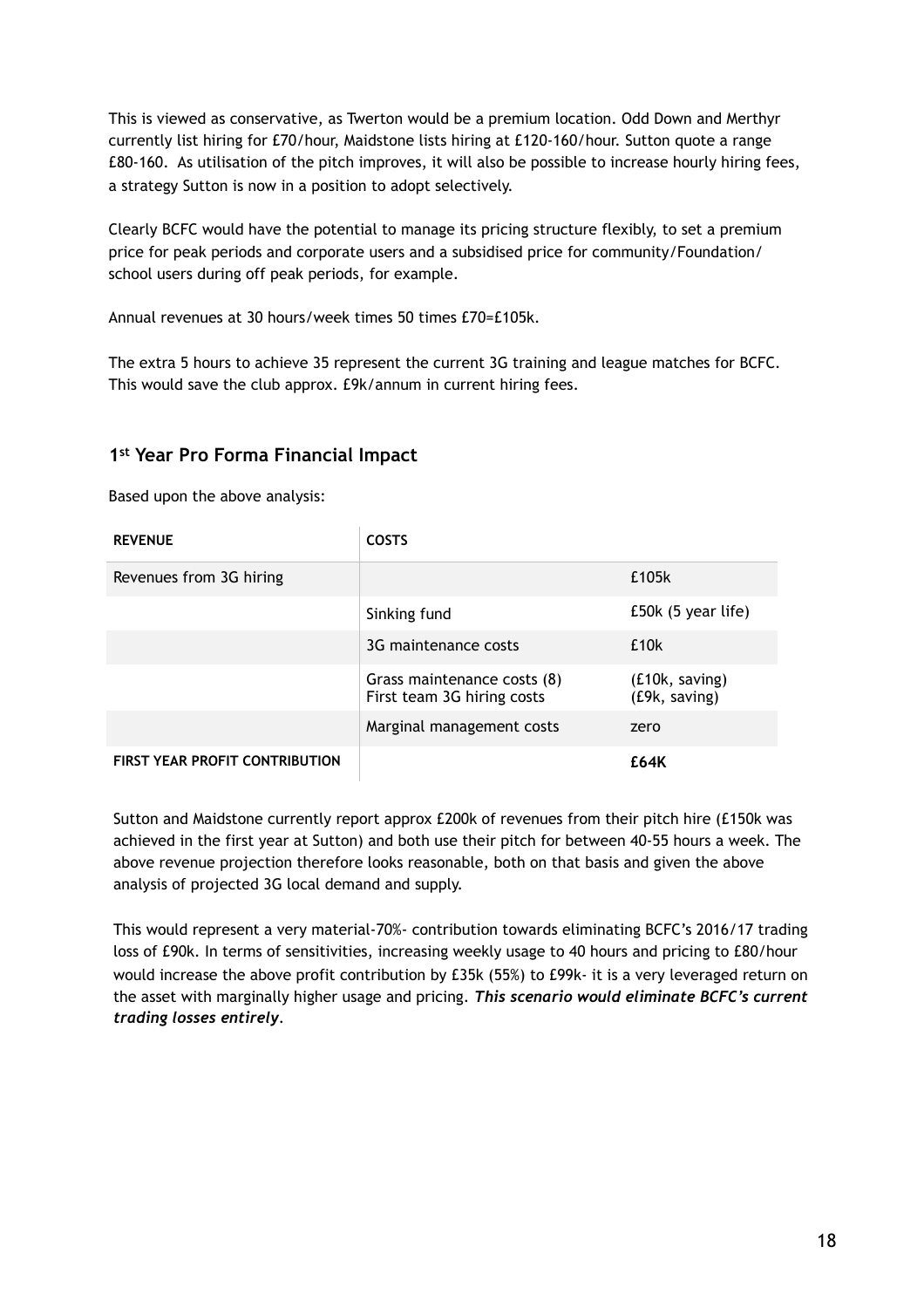This is viewed as conservative, as Twerton would be a premium location. Odd Down and Merthyr currently list hiring for £70/hour, Maidstone lists hiring at £120-160/hour. Sutton quote a range £80-160. As utilisation of the pitch improves, it will also be possible to increase hourly hiring fees, a strategy Sutton is now in a position to adopt selectively.

Clearly BCFC would have the potential to manage its pricing structure flexibly, to set a premium price for peak periods and corporate users and a subsidised price for community/Foundation/ school users during off peak periods, for example.

Annual revenues at 30 hours/week times 50 times £70=£105k.

The extra 5 hours to achieve 35 represent the current 3G training and league matches for BCFC. This would save the club approx. £9k/annum in current hiring fees.

## 1st Year Pro Forma Financial Impact

Based upon the above analysis:

| REVENUE | COSTS | |
|---|---|---|
| Revenues from 3G hiring | | £105k |
| | Sinking fund | £50k (5 year life) |
| | 3G maintenance costs | £10k |
| | Grass maintenance costs (8)<br>First team 3G hiring costs | (£10k, saving)<br>(£9k, saving) |
| | Marginal management costs | zero |
| **FIRST YEAR PROFIT CONTRIBUTION** | | **£64K** |

Sutton and Maidstone currently report approx £200k of revenues from their pitch hire (£150k was achieved in the first year at Sutton) and both use their pitch for between 40-55 hours a week. The above revenue projection therefore looks reasonable, both on that basis and given the above analysis of projected 3G local demand and supply.

This would represent a very material-70%- contribution towards eliminating BCFC's 2016/17 trading loss of £90k. In terms of sensitivities, increasing weekly usage to 40 hours and pricing to £80/hour would increase the above profit contribution by £35k (55%) to £99k- it is a very leveraged return on the asset with marginally higher usage and pricing. ***This scenario would eliminate BCFC's current trading losses entirely***.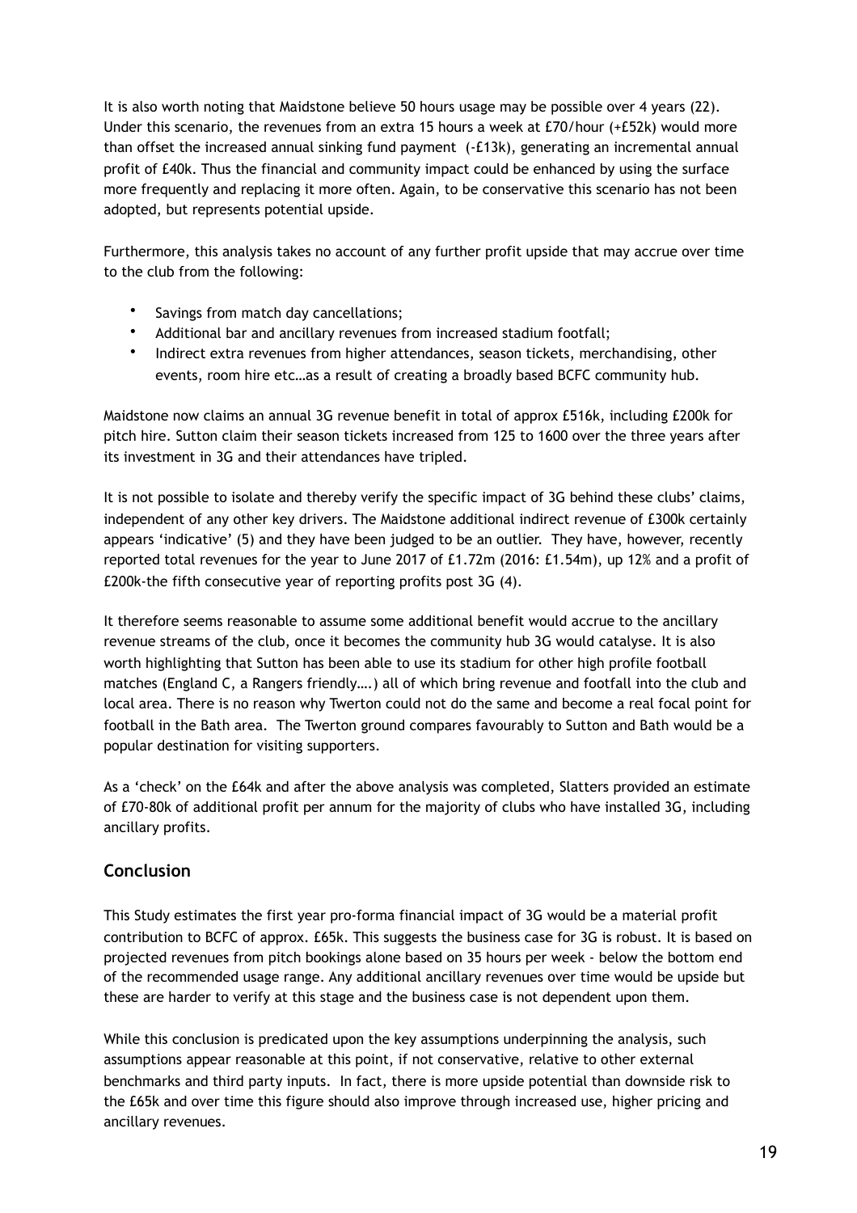It is also worth noting that Maidstone believe 50 hours usage may be possible over 4 years (22). Under this scenario, the revenues from an extra 15 hours a week at £70/hour (+£52k) would more than offset the increased annual sinking fund payment (-£13k), generating an incremental annual profit of £40k. Thus the financial and community impact could be enhanced by using the surface more frequently and replacing it more often. Again, to be conservative this scenario has not been adopted, but represents potential upside.

Furthermore, this analysis takes no account of any further profit upside that may accrue over time to the club from the following:

- Savings from match day cancellations;
- Additional bar and ancillary revenues from increased stadium footfall;
- Indirect extra revenues from higher attendances, season tickets, merchandising, other events, room hire etc…as a result of creating a broadly based BCFC community hub.

Maidstone now claims an annual 3G revenue benefit in total of approx £516k, including £200k for pitch hire. Sutton claim their season tickets increased from 125 to 1600 over the three years after its investment in 3G and their attendances have tripled.

It is not possible to isolate and thereby verify the specific impact of 3G behind these clubs' claims, independent of any other key drivers. The Maidstone additional indirect revenue of £300k certainly appears 'indicative' (5) and they have been judged to be an outlier. They have, however, recently reported total revenues for the year to June 2017 of £1.72m (2016: £1.54m), up 12% and a profit of £200k-the fifth consecutive year of reporting profits post 3G (4).

It therefore seems reasonable to assume some additional benefit would accrue to the ancillary revenue streams of the club, once it becomes the community hub 3G would catalyse. It is also worth highlighting that Sutton has been able to use its stadium for other high profile football matches (England C, a Rangers friendly….) all of which bring revenue and footfall into the club and local area. There is no reason why Twerton could not do the same and become a real focal point for football in the Bath area. The Twerton ground compares favourably to Sutton and Bath would be a popular destination for visiting supporters.

As a 'check' on the £64k and after the above analysis was completed, Slatters provided an estimate of £70-80k of additional profit per annum for the majority of clubs who have installed 3G, including ancillary profits.

## Conclusion

This Study estimates the first year pro-forma financial impact of 3G would be a material profit contribution to BCFC of approx. £65k. This suggests the business case for 3G is robust. It is based on projected revenues from pitch bookings alone based on 35 hours per week - below the bottom end of the recommended usage range. Any additional ancillary revenues over time would be upside but these are harder to verify at this stage and the business case is not dependent upon them.

While this conclusion is predicated upon the key assumptions underpinning the analysis, such assumptions appear reasonable at this point, if not conservative, relative to other external benchmarks and third party inputs. In fact, there is more upside potential than downside risk to the £65k and over time this figure should also improve through increased use, higher pricing and ancillary revenues.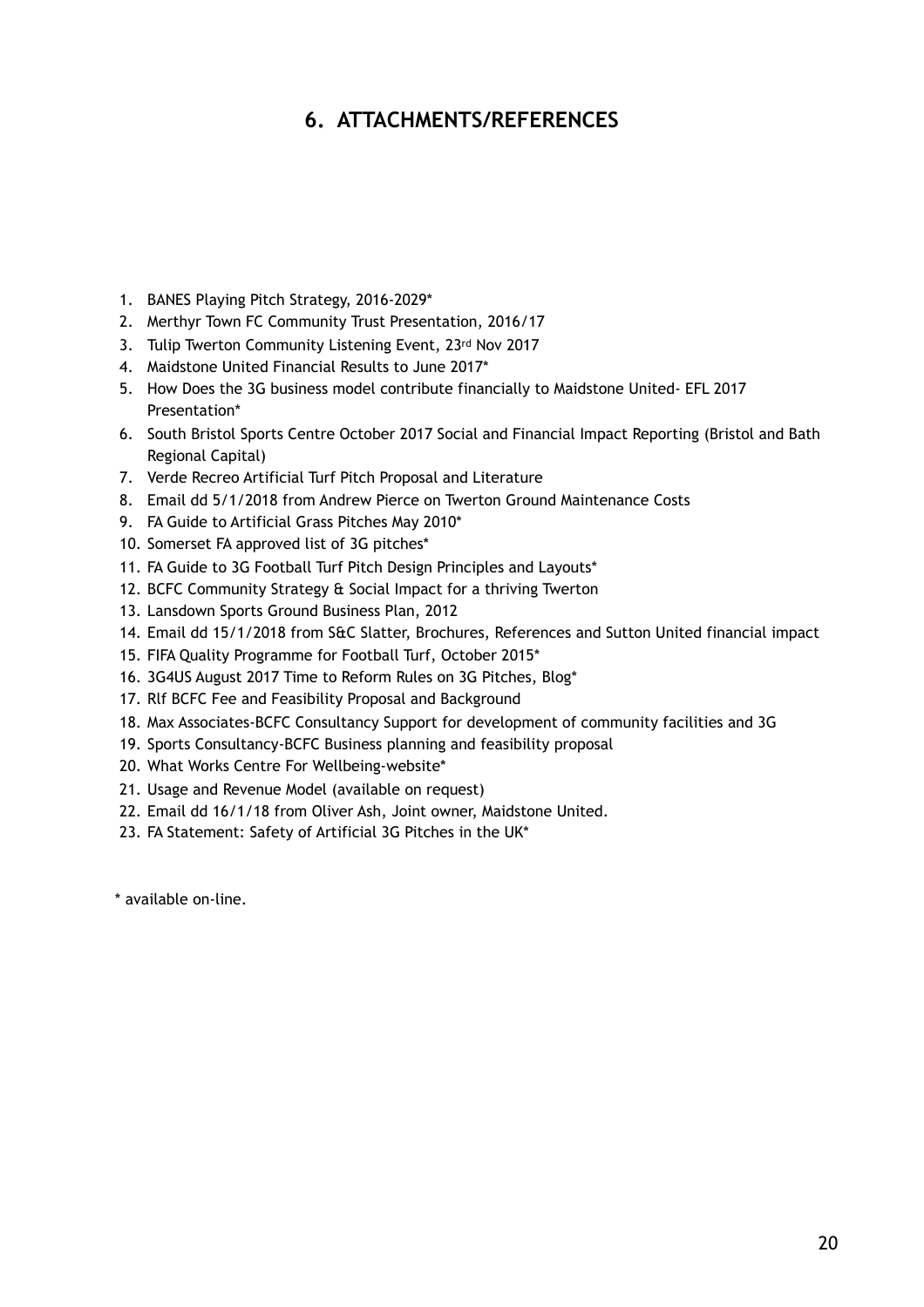# 6. ATTACHMENTS/REFERENCES

1. BANES Playing Pitch Strategy, 2016-2029*
2. Merthyr Town FC Community Trust Presentation, 2016/17
3. Tulip Twerton Community Listening Event, 23rd Nov 2017
4. Maidstone United Financial Results to June 2017*
5. How Does the 3G business model contribute financially to Maidstone United- EFL 2017 Presentation*
6. South Bristol Sports Centre October 2017 Social and Financial Impact Reporting (Bristol and Bath Regional Capital)
7. Verde Recreo Artificial Turf Pitch Proposal and Literature
8. Email dd 5/1/2018 from Andrew Pierce on Twerton Ground Maintenance Costs
9. FA Guide to Artificial Grass Pitches May 2010*
10. Somerset FA approved list of 3G pitches*
11. FA Guide to 3G Football Turf Pitch Design Principles and Layouts*
12. BCFC Community Strategy & Social Impact for a thriving Twerton
13. Lansdown Sports Ground Business Plan, 2012
14. Email dd 15/1/2018 from S&C Slatter, Brochures, References and Sutton United financial impact
15. FIFA Quality Programme for Football Turf, October 2015*
16. 3G4US August 2017 Time to Reform Rules on 3G Pitches, Blog*
17. Rlf BCFC Fee and Feasibility Proposal and Background
18. Max Associates-BCFC Consultancy Support for development of community facilities and 3G
19. Sports Consultancy-BCFC Business planning and feasibility proposal
20. What Works Centre For Wellbeing-website*
21. Usage and Revenue Model (available on request)
22. Email dd 16/1/18 from Oliver Ash, Joint owner, Maidstone United.
23. FA Statement: Safety of Artificial 3G Pitches in the UK*

\* available on-line.